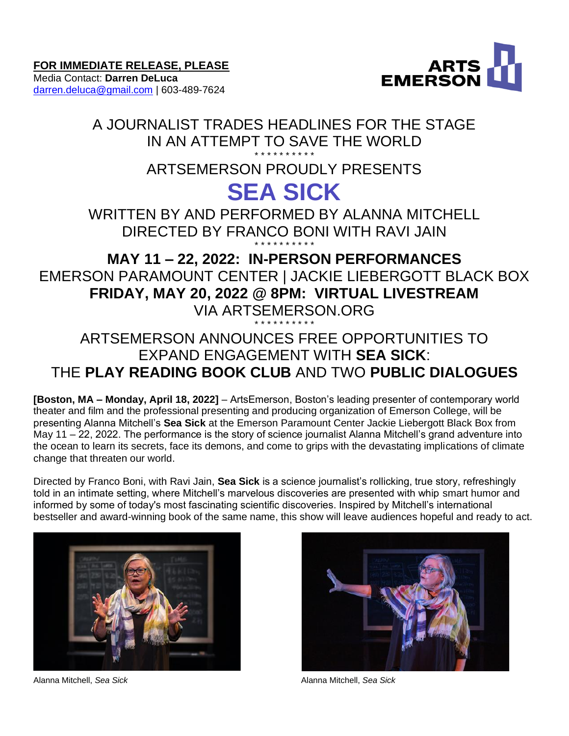**FOR IMMEDIATE RELEASE, PLEASE**
Media Contact: **Darren DeLuca**
darren.deluca@gmail.com | 603-489-7624

ARTS EMERSON

A JOURNALIST TRADES HEADLINES FOR THE STAGE
IN AN ATTEMPT TO SAVE THE WORLD

* * * * * * * * * *

ARTSEMERSON PROUDLY PRESENTS

# SEA SICK

WRITTEN BY AND PERFORMED BY ALANNA MITCHELL
DIRECTED BY FRANCO BONI WITH RAVI JAIN

* * * * * * * * * *

**MAY 11 – 22, 2022: IN-PERSON PERFORMANCES**
EMERSON PARAMOUNT CENTER | JACKIE LIEBERGOTT BLACK BOX
**FRIDAY, MAY 20, 2022 @ 8PM: VIRTUAL LIVESTREAM**
VIA ARTSEMERSON.ORG

* * * * * * * * * *

ARTSEMERSON ANNOUNCES FREE OPPORTUNITIES TO
EXPAND ENGAGEMENT WITH **SEA SICK**:
THE **PLAY READING BOOK CLUB** AND TWO **PUBLIC DIALOGUES**

**[Boston, MA – Monday, April 18, 2022]** – ArtsEmerson, Boston's leading presenter of contemporary world theater and film and the professional presenting and producing organization of Emerson College, will be presenting Alanna Mitchell's **Sea Sick** at the Emerson Paramount Center Jackie Liebergott Black Box from May 11 – 22, 2022. The performance is the story of science journalist Alanna Mitchell's grand adventure into the ocean to learn its secrets, face its demons, and come to grips with the devastating implications of climate change that threaten our world.

Directed by Franco Boni, with Ravi Jain, **Sea Sick** is a science journalist's rollicking, true story, refreshingly told in an intimate setting, where Mitchell's marvelous discoveries are presented with whip smart humor and informed by some of today's most fascinating scientific discoveries. Inspired by Mitchell's international bestseller and award-winning book of the same name, this show will leave audiences hopeful and ready to act.

Alanna Mitchell, *Sea Sick*

Alanna Mitchell, *Sea Sick*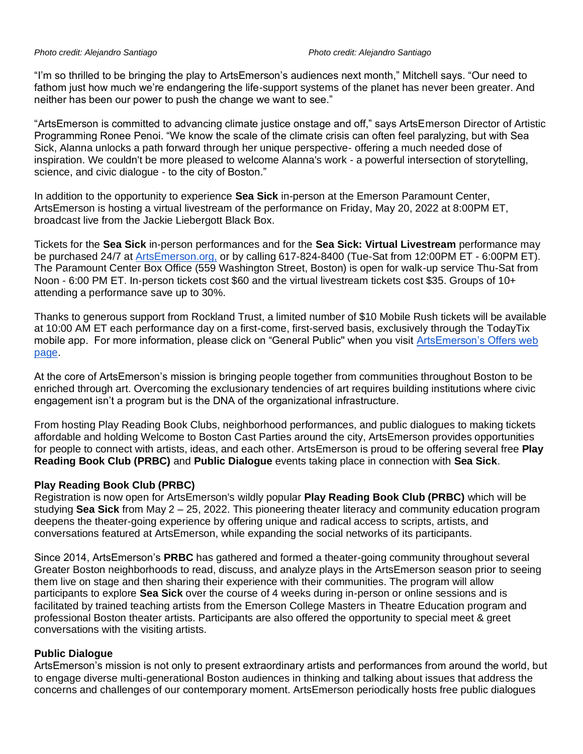*Photo credit: Alejandro Santiago* *Photo credit: Alejandro Santiago*

"I'm so thrilled to be bringing the play to ArtsEmerson's audiences next month," Mitchell says. "Our need to fathom just how much we're endangering the life-support systems of the planet has never been greater. And neither has been our power to push the change we want to see."

"ArtsEmerson is committed to advancing climate justice onstage and off," says ArtsEmerson Director of Artistic Programming Ronee Penoi. "We know the scale of the climate crisis can often feel paralyzing, but with Sea Sick, Alanna unlocks a path forward through her unique perspective- offering a much needed dose of inspiration. We couldn't be more pleased to welcome Alanna's work - a powerful intersection of storytelling, science, and civic dialogue - to the city of Boston."

In addition to the opportunity to experience **Sea Sick** in-person at the Emerson Paramount Center, ArtsEmerson is hosting a virtual livestream of the performance on Friday, May 20, 2022 at 8:00PM ET, broadcast live from the Jackie Liebergott Black Box.

Tickets for the **Sea Sick** in-person performances and for the **Sea Sick: Virtual Livestream** performance may be purchased 24/7 at [ArtsEmerson.org,](ArtsEmerson.org) or by calling 617-824-8400 (Tue-Sat from 12:00PM ET - 6:00PM ET). The Paramount Center Box Office (559 Washington Street, Boston) is open for walk-up service Thu-Sat from Noon - 6:00 PM ET. In-person tickets cost $60 and the virtual livestream tickets cost $35. Groups of 10+ attending a performance save up to 30%.

Thanks to generous support from Rockland Trust, a limited number of $10 Mobile Rush tickets will be available at 10:00 AM ET each performance day on a first-come, first-served basis, exclusively through the TodayTix mobile app. For more information, please click on "General Public" when you visit ArtsEmerson's Offers web page.

At the core of ArtsEmerson's mission is bringing people together from communities throughout Boston to be enriched through art. Overcoming the exclusionary tendencies of art requires building institutions where civic engagement isn't a program but is the DNA of the organizational infrastructure.

From hosting Play Reading Book Clubs, neighborhood performances, and public dialogues to making tickets affordable and holding Welcome to Boston Cast Parties around the city, ArtsEmerson provides opportunities for people to connect with artists, ideas, and each other. ArtsEmerson is proud to be offering several free **Play Reading Book Club (PRBC)** and **Public Dialogue** events taking place in connection with **Sea Sick**.

**Play Reading Book Club (PRBC)**

Registration is now open for ArtsEmerson's wildly popular **Play Reading Book Club (PRBC)** which will be studying **Sea Sick** from May 2 – 25, 2022. This pioneering theater literacy and community education program deepens the theater-going experience by offering unique and radical access to scripts, artists, and conversations featured at ArtsEmerson, while expanding the social networks of its participants.

Since 2014, ArtsEmerson's **PRBC** has gathered and formed a theater-going community throughout several Greater Boston neighborhoods to read, discuss, and analyze plays in the ArtsEmerson season prior to seeing them live on stage and then sharing their experience with their communities. The program will allow participants to explore **Sea Sick** over the course of 4 weeks during in-person or online sessions and is facilitated by trained teaching artists from the Emerson College Masters in Theatre Education program and professional Boston theater artists. Participants are also offered the opportunity to special meet & greet conversations with the visiting artists.

**Public Dialogue**

ArtsEmerson's mission is not only to present extraordinary artists and performances from around the world, but to engage diverse multi-generational Boston audiences in thinking and talking about issues that address the concerns and challenges of our contemporary moment. ArtsEmerson periodically hosts free public dialogues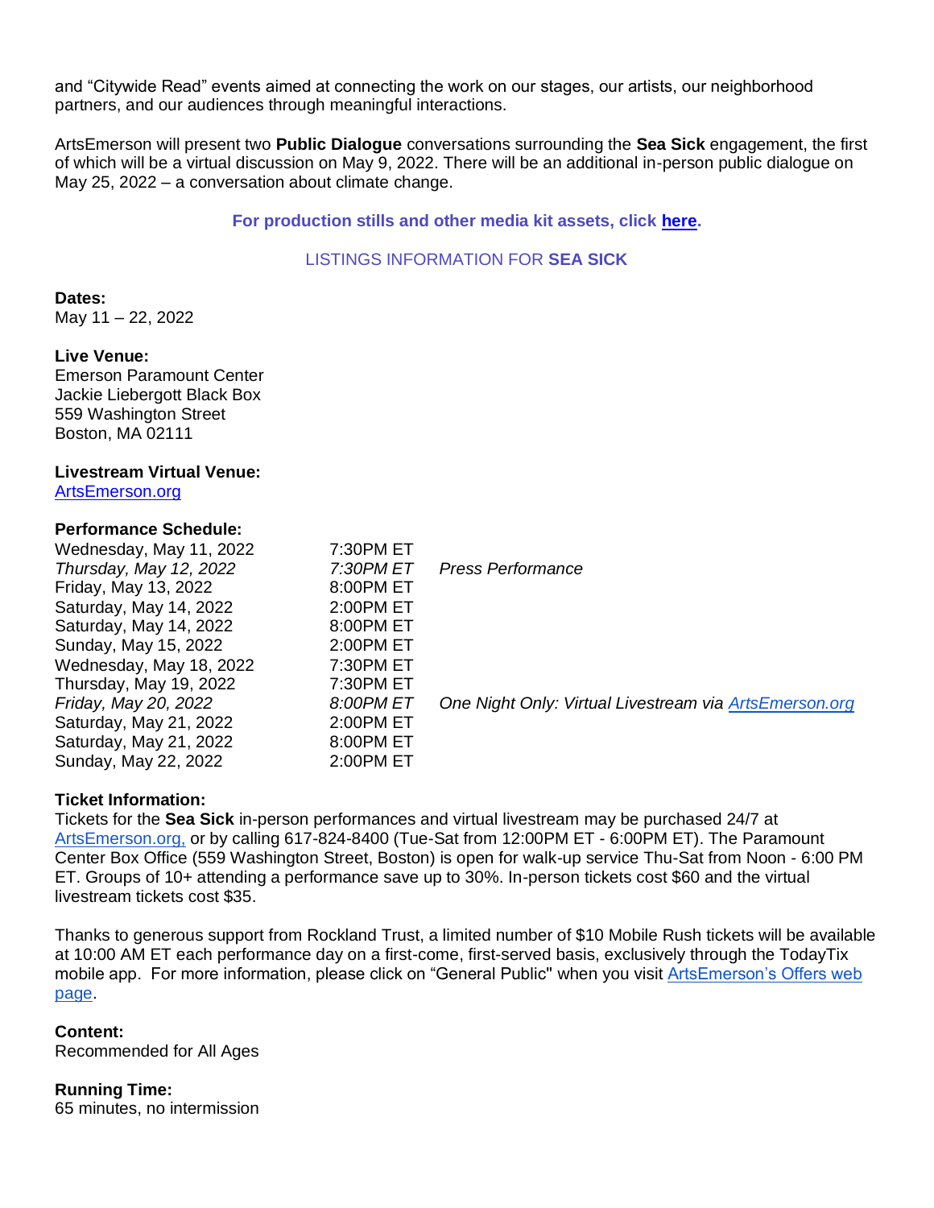and "Citywide Read" events aimed at connecting the work on our stages, our artists, our neighborhood partners, and our audiences through meaningful interactions.

ArtsEmerson will present two **Public Dialogue** conversations surrounding the **Sea Sick** engagement, the first of which will be a virtual discussion on May 9, 2022. There will be an additional in-person public dialogue on May 25, 2022 – a conversation about climate change.

**For production stills and other media kit assets, click [here](#).**

LISTINGS INFORMATION FOR **SEA SICK**

**Dates:**
May 11 – 22, 2022

**Live Venue:**
Emerson Paramount Center
Jackie Liebergott Black Box
559 Washington Street
Boston, MA 02111

**Livestream Virtual Venue:**
[ArtsEmerson.org](#)

**Performance Schedule:**

| | | |
|---|---|---|
| Wednesday, May 11, 2022 | 7:30PM ET | |
| *Thursday, May 12, 2022* | *7:30PM ET* | *Press Performance* |
| Friday, May 13, 2022 | 8:00PM ET | |
| Saturday, May 14, 2022 | 2:00PM ET | |
| Saturday, May 14, 2022 | 8:00PM ET | |
| Sunday, May 15, 2022 | 2:00PM ET | |
| Wednesday, May 18, 2022 | 7:30PM ET | |
| Thursday, May 19, 2022 | 7:30PM ET | |
| *Friday, May 20, 2022* | *8:00PM ET* | *One Night Only: Virtual Livestream via [ArtsEmerson.org](#)* |
| Saturday, May 21, 2022 | 2:00PM ET | |
| Saturday, May 21, 2022 | 8:00PM ET | |
| Sunday, May 22, 2022 | 2:00PM ET | |

**Ticket Information:**
Tickets for the **Sea Sick** in-person performances and virtual livestream may be purchased 24/7 at [ArtsEmerson.org,](#) or by calling 617-824-8400 (Tue-Sat from 12:00PM ET - 6:00PM ET). The Paramount Center Box Office (559 Washington Street, Boston) is open for walk-up service Thu-Sat from Noon - 6:00 PM ET. Groups of 10+ attending a performance save up to 30%. In-person tickets cost $60 and the virtual livestream tickets cost $35.

Thanks to generous support from Rockland Trust, a limited number of $10 Mobile Rush tickets will be available at 10:00 AM ET each performance day on a first-come, first-served basis, exclusively through the TodayTix mobile app. For more information, please click on "General Public" when you visit [ArtsEmerson's Offers web page](#).

**Content:**
Recommended for All Ages

**Running Time:**
65 minutes, no intermission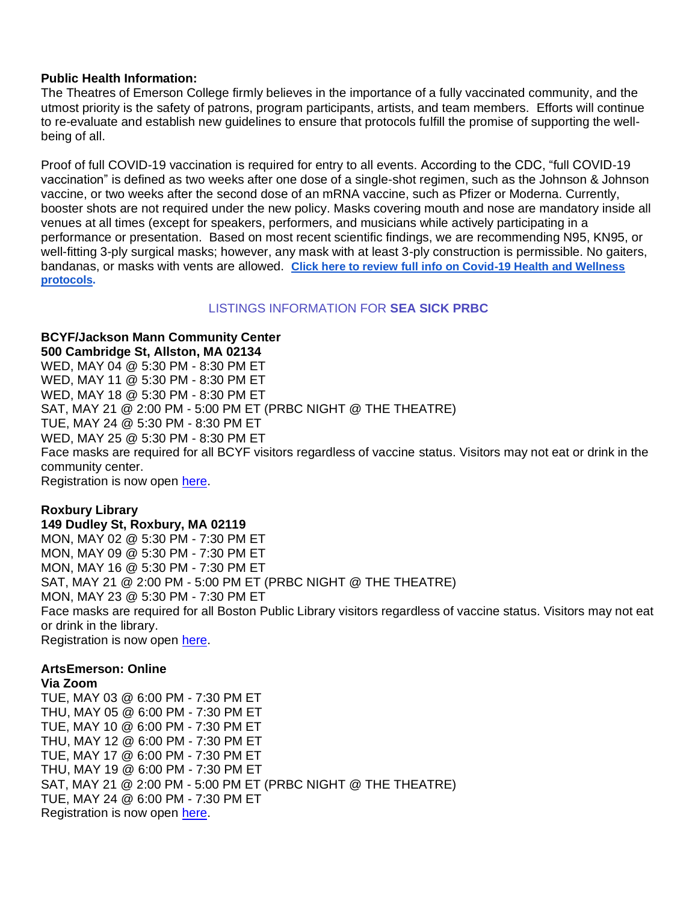**Public Health Information:**
The Theatres of Emerson College firmly believes in the importance of a fully vaccinated community, and the utmost priority is the safety of patrons, program participants, artists, and team members. Efforts will continue to re-evaluate and establish new guidelines to ensure that protocols fulfill the promise of supporting the well-being of all.

Proof of full COVID-19 vaccination is required for entry to all events. According to the CDC, "full COVID-19 vaccination" is defined as two weeks after one dose of a single-shot regimen, such as the Johnson & Johnson vaccine, or two weeks after the second dose of an mRNA vaccine, such as Pfizer or Moderna. Currently, booster shots are not required under the new policy. Masks covering mouth and nose are mandatory inside all venues at all times (except for speakers, performers, and musicians while actively participating in a performance or presentation. Based on most recent scientific findings, we are recommending N95, KN95, or well-fitting 3-ply surgical masks; however, any mask with at least 3-ply construction is permissible. No gaiters, bandanas, or masks with vents are allowed. **Click here to review full info on Covid-19 Health and Wellness protocols.**

LISTINGS INFORMATION FOR **SEA SICK PRBC**

**BCYF/Jackson Mann Community Center**
**500 Cambridge St, Allston, MA 02134**
WED, MAY 04 @ 5:30 PM - 8:30 PM ET
WED, MAY 11 @ 5:30 PM - 8:30 PM ET
WED, MAY 18 @ 5:30 PM - 8:30 PM ET
SAT, MAY 21 @ 2:00 PM - 5:00 PM ET (PRBC NIGHT @ THE THEATRE)
TUE, MAY 24 @ 5:30 PM - 8:30 PM ET
WED, MAY 25 @ 5:30 PM - 8:30 PM ET
Face masks are required for all BCYF visitors regardless of vaccine status. Visitors may not eat or drink in the community center.
Registration is now open here.

**Roxbury Library**
**149 Dudley St, Roxbury, MA 02119**
MON, MAY 02 @ 5:30 PM - 7:30 PM ET
MON, MAY 09 @ 5:30 PM - 7:30 PM ET
MON, MAY 16 @ 5:30 PM - 7:30 PM ET
SAT, MAY 21 @ 2:00 PM - 5:00 PM ET (PRBC NIGHT @ THE THEATRE)
MON, MAY 23 @ 5:30 PM - 7:30 PM ET
Face masks are required for all Boston Public Library visitors regardless of vaccine status. Visitors may not eat or drink in the library.
Registration is now open here.

**ArtsEmerson: Online**
**Via Zoom**
TUE, MAY 03 @ 6:00 PM - 7:30 PM ET
THU, MAY 05 @ 6:00 PM - 7:30 PM ET
TUE, MAY 10 @ 6:00 PM - 7:30 PM ET
THU, MAY 12 @ 6:00 PM - 7:30 PM ET
TUE, MAY 17 @ 6:00 PM - 7:30 PM ET
THU, MAY 19 @ 6:00 PM - 7:30 PM ET
SAT, MAY 21 @ 2:00 PM - 5:00 PM ET (PRBC NIGHT @ THE THEATRE)
TUE, MAY 24 @ 6:00 PM - 7:30 PM ET
Registration is now open here.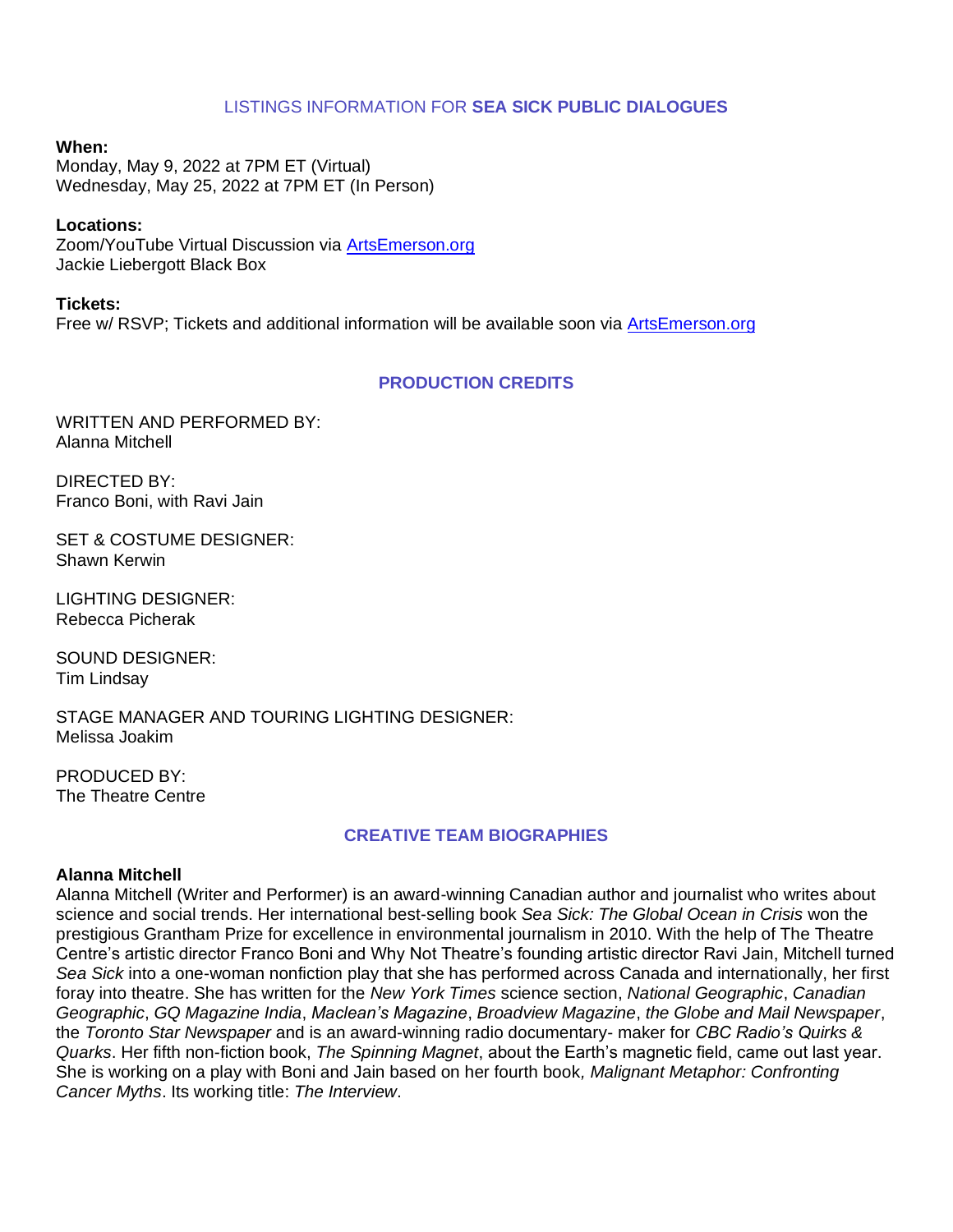## LISTINGS INFORMATION FOR **SEA SICK PUBLIC DIALOGUES**

**When:**
Monday, May 9, 2022 at 7PM ET (Virtual)
Wednesday, May 25, 2022 at 7PM ET (In Person)

**Locations:**
Zoom/YouTube Virtual Discussion via [ArtsEmerson.org](ArtsEmerson.org)
Jackie Liebergott Black Box

**Tickets:**
Free w/ RSVP; Tickets and additional information will be available soon via [ArtsEmerson.org](ArtsEmerson.org)

## PRODUCTION CREDITS

WRITTEN AND PERFORMED BY:
Alanna Mitchell

DIRECTED BY:
Franco Boni, with Ravi Jain

SET & COSTUME DESIGNER:
Shawn Kerwin

LIGHTING DESIGNER:
Rebecca Picherak

SOUND DESIGNER:
Tim Lindsay

STAGE MANAGER AND TOURING LIGHTING DESIGNER:
Melissa Joakim

PRODUCED BY:
The Theatre Centre

## CREATIVE TEAM BIOGRAPHIES

**Alanna Mitchell**
Alanna Mitchell (Writer and Performer) is an award-winning Canadian author and journalist who writes about science and social trends. Her international best-selling book *Sea Sick: The Global Ocean in Crisis* won the prestigious Grantham Prize for excellence in environmental journalism in 2010. With the help of The Theatre Centre's artistic director Franco Boni and Why Not Theatre's founding artistic director Ravi Jain, Mitchell turned *Sea Sick* into a one-woman nonfiction play that she has performed across Canada and internationally, her first foray into theatre. She has written for the *New York Times* science section, *National Geographic*, *Canadian Geographic*, *GQ Magazine India*, *Maclean's Magazine*, *Broadview Magazine*, *the Globe and Mail Newspaper*, the *Toronto Star Newspaper* and is an award-winning radio documentary- maker for *CBC Radio's Quirks & Quarks*. Her fifth non-fiction book, *The Spinning Magnet*, about the Earth's magnetic field, came out last year. She is working on a play with Boni and Jain based on her fourth book*, Malignant Metaphor: Confronting Cancer Myths*. Its working title: *The Interview*.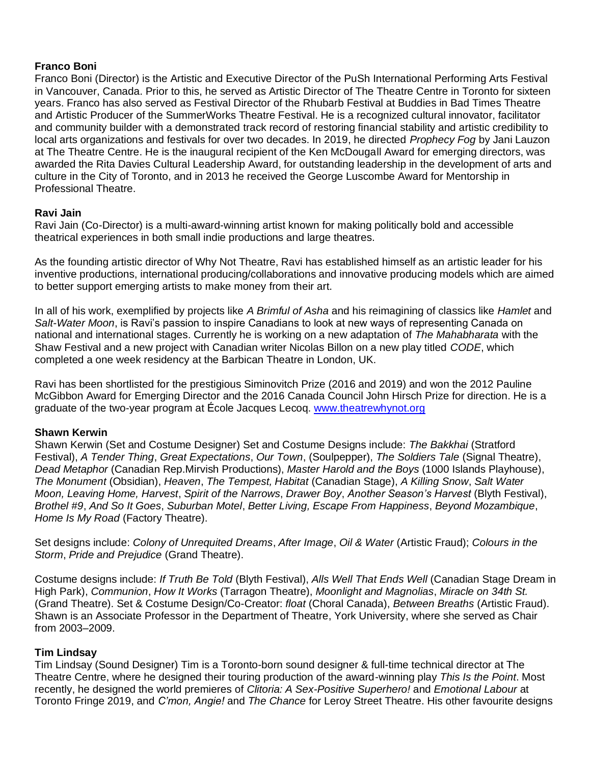**Franco Boni**

Franco Boni (Director) is the Artistic and Executive Director of the PuSh International Performing Arts Festival in Vancouver, Canada. Prior to this, he served as Artistic Director of The Theatre Centre in Toronto for sixteen years. Franco has also served as Festival Director of the Rhubarb Festival at Buddies in Bad Times Theatre and Artistic Producer of the SummerWorks Theatre Festival. He is a recognized cultural innovator, facilitator and community builder with a demonstrated track record of restoring financial stability and artistic credibility to local arts organizations and festivals for over two decades. In 2019, he directed *Prophecy Fog* by Jani Lauzon at The Theatre Centre. He is the inaugural recipient of the Ken McDougall Award for emerging directors, was awarded the Rita Davies Cultural Leadership Award, for outstanding leadership in the development of arts and culture in the City of Toronto, and in 2013 he received the George Luscombe Award for Mentorship in Professional Theatre.

**Ravi Jain**

Ravi Jain (Co-Director) is a multi-award-winning artist known for making politically bold and accessible theatrical experiences in both small indie productions and large theatres.

As the founding artistic director of Why Not Theatre, Ravi has established himself as an artistic leader for his inventive productions, international producing/collaborations and innovative producing models which are aimed to better support emerging artists to make money from their art.

In all of his work, exemplified by projects like *A Brimful of Asha* and his reimagining of classics like *Hamlet* and *Salt-Water Moon*, is Ravi's passion to inspire Canadians to look at new ways of representing Canada on national and international stages. Currently he is working on a new adaptation of *The Mahabharata* with the Shaw Festival and a new project with Canadian writer Nicolas Billon on a new play titled *CODE*, which completed a one week residency at the Barbican Theatre in London, UK.

Ravi has been shortlisted for the prestigious Siminovitch Prize (2016 and 2019) and won the 2012 Pauline McGibbon Award for Emerging Director and the 2016 Canada Council John Hirsch Prize for direction. He is a graduate of the two-year program at École Jacques Lecoq. [www.theatrewhynot.org](http://www.theatrewhynot.org)

**Shawn Kerwin**

Shawn Kerwin (Set and Costume Designer) Set and Costume Designs include: *The Bakkhai* (Stratford Festival), *A Tender Thing*, *Great Expectations*, *Our Town*, (Soulpepper), *The Soldiers Tale* (Signal Theatre), *Dead Metaphor* (Canadian Rep.Mirvish Productions), *Master Harold and the Boys* (1000 Islands Playhouse), *The Monument* (Obsidian), *Heaven*, *The Tempest, Habitat* (Canadian Stage), *A Killing Snow*, *Salt Water Moon, Leaving Home, Harvest*, *Spirit of the Narrows*, *Drawer Boy*, *Another Season's Harvest* (Blyth Festival), *Brothel #9*, *And So It Goes*, *Suburban Motel*, *Better Living, Escape From Happiness*, *Beyond Mozambique*, *Home Is My Road* (Factory Theatre).

Set designs include: *Colony of Unrequited Dreams*, *After Image*, *Oil & Water* (Artistic Fraud); *Colours in the Storm*, *Pride and Prejudice* (Grand Theatre).

Costume designs include: *If Truth Be Told* (Blyth Festival), *Alls Well That Ends Well* (Canadian Stage Dream in High Park), *Communion*, *How It Works* (Tarragon Theatre), *Moonlight and Magnolias*, *Miracle on 34th St.* (Grand Theatre). Set & Costume Design/Co-Creator: *float* (Choral Canada), *Between Breaths* (Artistic Fraud). Shawn is an Associate Professor in the Department of Theatre, York University, where she served as Chair from 2003–2009.

**Tim Lindsay**

Tim Lindsay (Sound Designer) Tim is a Toronto-born sound designer & full-time technical director at The Theatre Centre, where he designed their touring production of the award-winning play *This Is the Point*. Most recently, he designed the world premieres of *Clitoria: A Sex-Positive Superhero!* and *Emotional Labour* at Toronto Fringe 2019, and *C'mon, Angie!* and *The Chance* for Leroy Street Theatre. His other favourite designs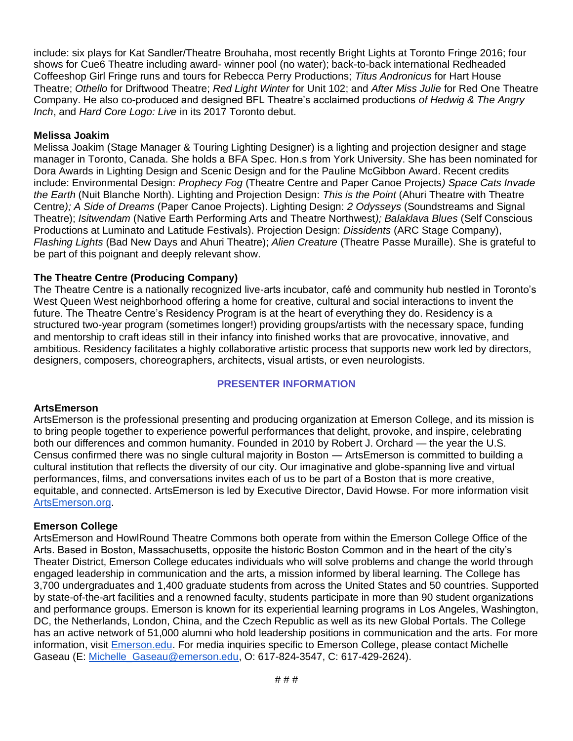include: six plays for Kat Sandler/Theatre Brouhaha, most recently Bright Lights at Toronto Fringe 2016; four shows for Cue6 Theatre including award- winner pool (no water); back-to-back international Redheaded Coffeeshop Girl Fringe runs and tours for Rebecca Perry Productions; *Titus Andronicus* for Hart House Theatre; *Othello* for Driftwood Theatre; *Red Light Winter* for Unit 102; and *After Miss Julie* for Red One Theatre Company. He also co-produced and designed BFL Theatre's acclaimed productions *of Hedwig & The Angry Inch*, and *Hard Core Logo: Live* in its 2017 Toronto debut.

**Melissa Joakim**

Melissa Joakim (Stage Manager & Touring Lighting Designer) is a lighting and projection designer and stage manager in Toronto, Canada. She holds a BFA Spec. Hon.s from York University. She has been nominated for Dora Awards in Lighting Design and Scenic Design and for the Pauline McGibbon Award. Recent credits include: Environmental Design: *Prophecy Fog* (Theatre Centre and Paper Canoe Projects*) Space Cats Invade the Earth* (Nuit Blanche North). Lighting and Projection Design: *This is the Point* (Ahuri Theatre with Theatre Centre*); A Side of Dreams* (Paper Canoe Projects). Lighting Design: *2 Odysseys* (Soundstreams and Signal Theatre); *Isitwendam* (Native Earth Performing Arts and Theatre Northwest*); Balaklava Blues* (Self Conscious Productions at Luminato and Latitude Festivals). Projection Design: *Dissidents* (ARC Stage Company), *Flashing Lights* (Bad New Days and Ahuri Theatre); *Alien Creature* (Theatre Passe Muraille). She is grateful to be part of this poignant and deeply relevant show.

**The Theatre Centre (Producing Company)**

The Theatre Centre is a nationally recognized live-arts incubator, café and community hub nestled in Toronto's West Queen West neighborhood offering a home for creative, cultural and social interactions to invent the future. The Theatre Centre's Residency Program is at the heart of everything they do. Residency is a structured two-year program (sometimes longer!) providing groups/artists with the necessary space, funding and mentorship to craft ideas still in their infancy into finished works that are provocative, innovative, and ambitious. Residency facilitates a highly collaborative artistic process that supports new work led by directors, designers, composers, choreographers, architects, visual artists, or even neurologists.

## PRESENTER INFORMATION

**ArtsEmerson**

ArtsEmerson is the professional presenting and producing organization at Emerson College, and its mission is to bring people together to experience powerful performances that delight, provoke, and inspire, celebrating both our differences and common humanity. Founded in 2010 by Robert J. Orchard — the year the U.S. Census confirmed there was no single cultural majority in Boston — ArtsEmerson is committed to building a cultural institution that reflects the diversity of our city. Our imaginative and globe-spanning live and virtual performances, films, and conversations invites each of us to be part of a Boston that is more creative, equitable, and connected. ArtsEmerson is led by Executive Director, David Howse. For more information visit [ArtsEmerson.org](ArtsEmerson.org).

**Emerson College**

ArtsEmerson and HowlRound Theatre Commons both operate from within the Emerson College Office of the Arts. Based in Boston, Massachusetts, opposite the historic Boston Common and in the heart of the city's Theater District, Emerson College educates individuals who will solve problems and change the world through engaged leadership in communication and the arts, a mission informed by liberal learning. The College has 3,700 undergraduates and 1,400 graduate students from across the United States and 50 countries. Supported by state-of-the-art facilities and a renowned faculty, students participate in more than 90 student organizations and performance groups. Emerson is known for its experiential learning programs in Los Angeles, Washington, DC, the Netherlands, London, China, and the Czech Republic as well as its new Global Portals. The College has an active network of 51,000 alumni who hold leadership positions in communication and the arts. For more information, visit [Emerson.edu](Emerson.edu). For media inquiries specific to Emerson College, please contact Michelle Gaseau (E: Michelle_Gaseau@emerson.edu, O: 617-824-3547, C: 617-429-2624).

# # #